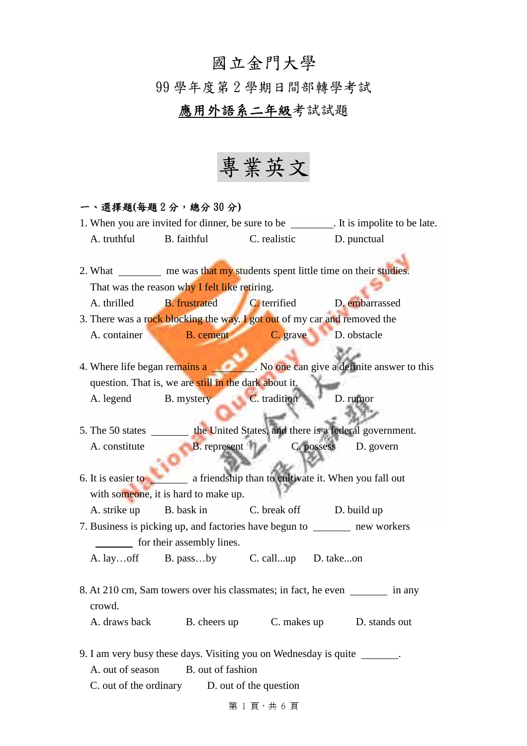# 國立金門大學

## 99 學年度第 2 學期日間部轉學考試

## 應用外語系二年級考試試題

# 專業英文

**一、選擇題(每題 2 分，總分 30 分)**

1. When you are invited for dinner, be sure to be ________. It is impolite to be late.
   A. truthful　B. faithful　C. realistic　D. punctual

2. What ________ me was that my students spent little time on their studies. That was the reason why I felt like retiring.
   A. thrilled　B. frustrated　C. terrified　D. embarrassed

3. There was a rock blocking the way. I got out of my car and removed the
   A. container　B. cement　C. grave　D. obstacle

4. Where life began remains a ________. No one can give a definite answer to this question. That is, we are still in the dark about it.
   A. legend　B. mystery　C. tradition　D. rumor

5. The 50 states _______ the United States, and there is a federal government.
   A. constitute　B. represent　C. possess　D. govern

6. It is easier to _______ a friendship than to cultivate it. When you fall out with someone, it is hard to make up.
   A. strike up　B. bask in　C. break off　D. build up

7. Business is picking up, and factories have begun to _______ new workers _______ for their assembly lines.
   A. lay…off　B. pass…by　C. call...up　D. take...on

8. At 210 cm, Sam towers over his classmates; in fact, he even _______ in any crowd.
   A. draws back　B. cheers up　C. makes up　D. stands out

9. I am very busy these days. Visiting you on Wednesday is quite _______.
   A. out of season　B. out of fashion
   C. out of the ordinary　D. out of the question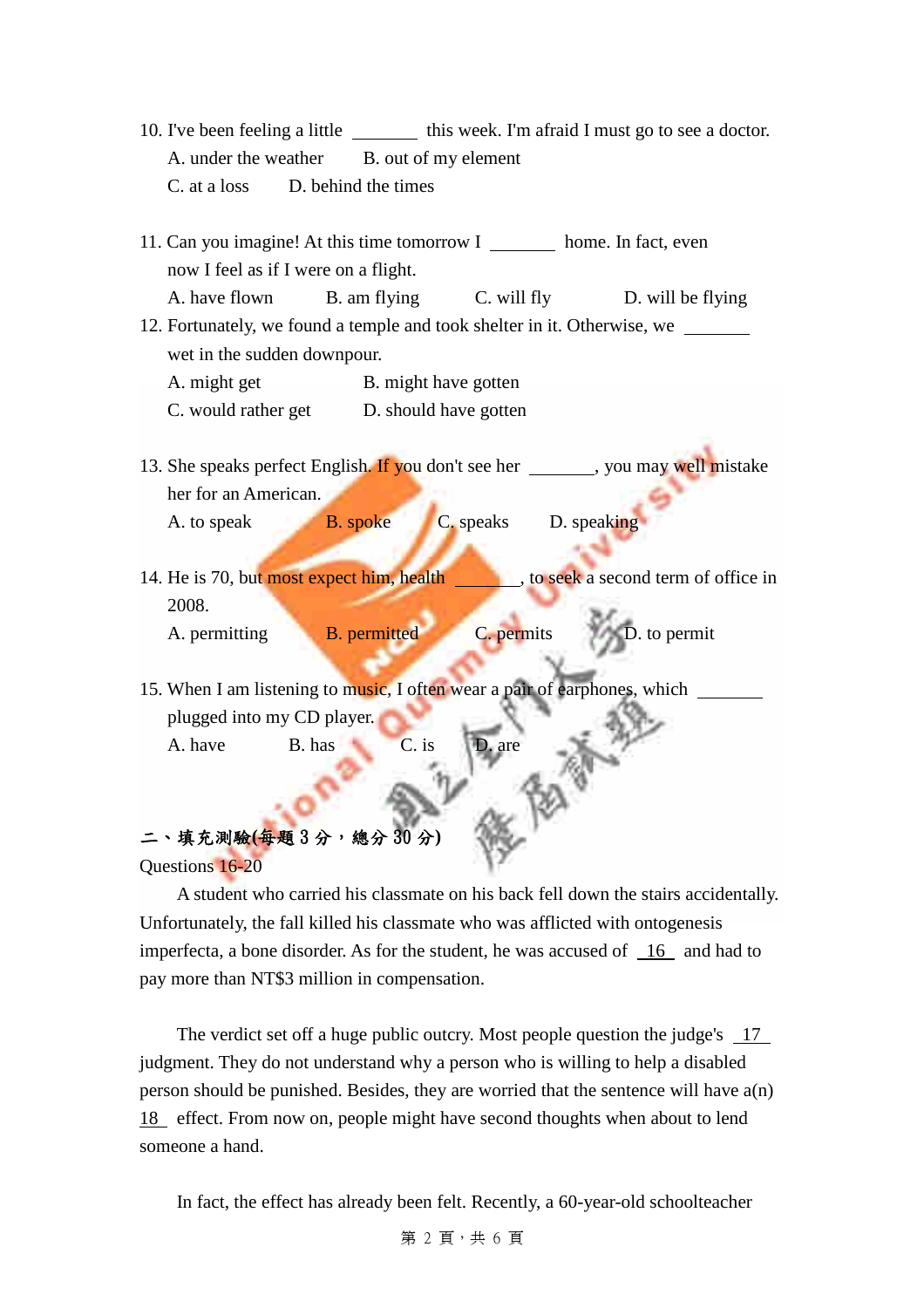10. I've been feeling a little ________ this week. I'm afraid I must go to see a doctor.
   A. under the weather    B. out of my element
   C. at a loss    D. behind the times

11. Can you imagine! At this time tomorrow I ________ home. In fact, even now I feel as if I were on a flight.
   A. have flown    B. am flying    C. will fly    D. will be flying

12. Fortunately, we found a temple and took shelter in it. Otherwise, we ________ wet in the sudden downpour.
   A. might get    B. might have gotten
   C. would rather get    D. should have gotten

13. She speaks perfect English. If you don't see her ________, you may well mistake her for an American.
   A. to speak    B. spoke    C. speaks    D. speaking

14. He is 70, but most expect him, health ________, to seek a second term of office in 2008.
   A. permitting    B. permitted    C. permits    D. to permit

15. When I am listening to music, I often wear a pair of earphones, which ________ plugged into my CD player.
   A. have    B. has    C. is    D. are

## 二、填充測驗(每題 3 分，總分 30 分)

Questions 16-20

A student who carried his classmate on his back fell down the stairs accidentally. Unfortunately, the fall killed his classmate who was afflicted with ontogenesis imperfecta, a bone disorder. As for the student, he was accused of __16__ and had to pay more than NT$3 million in compensation.

The verdict set off a huge public outcry. Most people question the judge's __17__ judgment. They do not understand why a person who is willing to help a disabled person should be punished. Besides, they are worried that the sentence will have a(n) __18__ effect. From now on, people might have second thoughts when about to lend someone a hand.

In fact, the effect has already been felt. Recently, a 60-year-old schoolteacher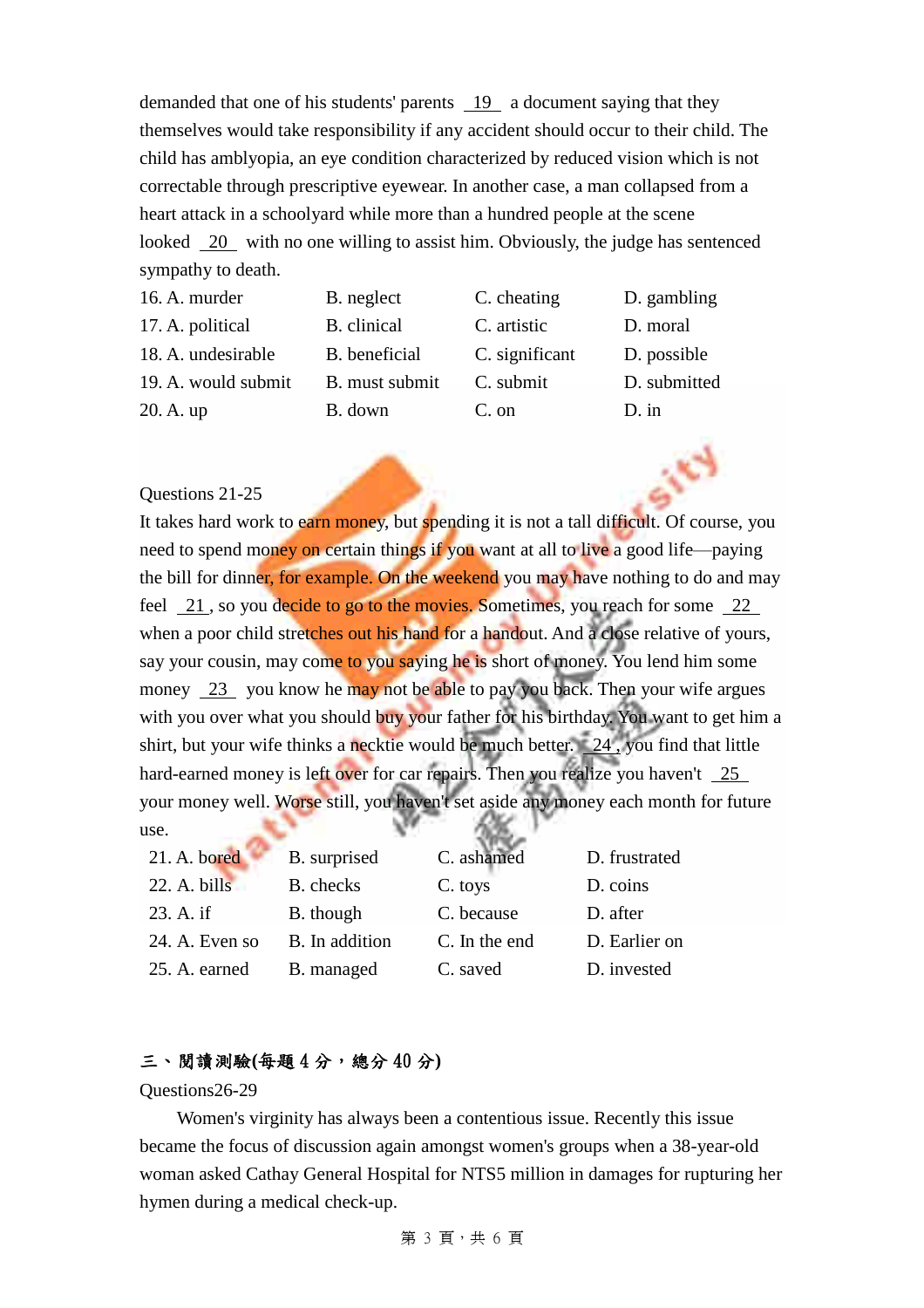demanded that one of his students' parents __19__ a document saying that they themselves would take responsibility if any accident should occur to their child. The child has amblyopia, an eye condition characterized by reduced vision which is not correctable through prescriptive eyewear. In another case, a man collapsed from a heart attack in a schoolyard while more than a hundred people at the scene looked __20__ with no one willing to assist him. Obviously, the judge has sentenced sympathy to death.

16. A. murder B. neglect C. cheating D. gambling
17. A. political B. clinical C. artistic D. moral
18. A. undesirable B. beneficial C. significant D. possible
19. A. would submit B. must submit C. submit D. submitted
20. A. up B. down C. on D. in

Questions 21-25

It takes hard work to earn money, but spending it is not a tall difficult. Of course, you need to spend money on certain things if you want at all to live a good life—paying the bill for dinner, for example. On the weekend you may have nothing to do and may feel __21__, so you decide to go to the movies. Sometimes, you reach for some __22__ when a poor child stretches out his hand for a handout. And a close relative of yours, say your cousin, may come to you saying he is short of money. You lend him some money __23__ you know he may not be able to pay you back. Then your wife argues with you over what you should buy your father for his birthday. You want to get him a shirt, but your wife thinks a necktie would be much better. __24__, you find that little hard-earned money is left over for car repairs. Then you realize you haven't __25__ your money well. Worse still, you haven't set aside any money each month for future use.

21. A. bored B. surprised C. ashamed D. frustrated
22. A. bills B. checks C. toys D. coins
23. A. if B. though C. because D. after
24. A. Even so B. In addition C. In the end D. Earlier on
25. A. earned B. managed C. saved D. invested

## 三、閱讀測驗(每題 4 分，總分 40 分)

Questions26-29

Women's virginity has always been a contentious issue. Recently this issue became the focus of discussion again amongst women's groups when a 38-year-old woman asked Cathay General Hospital for NTS5 million in damages for rupturing her hymen during a medical check-up.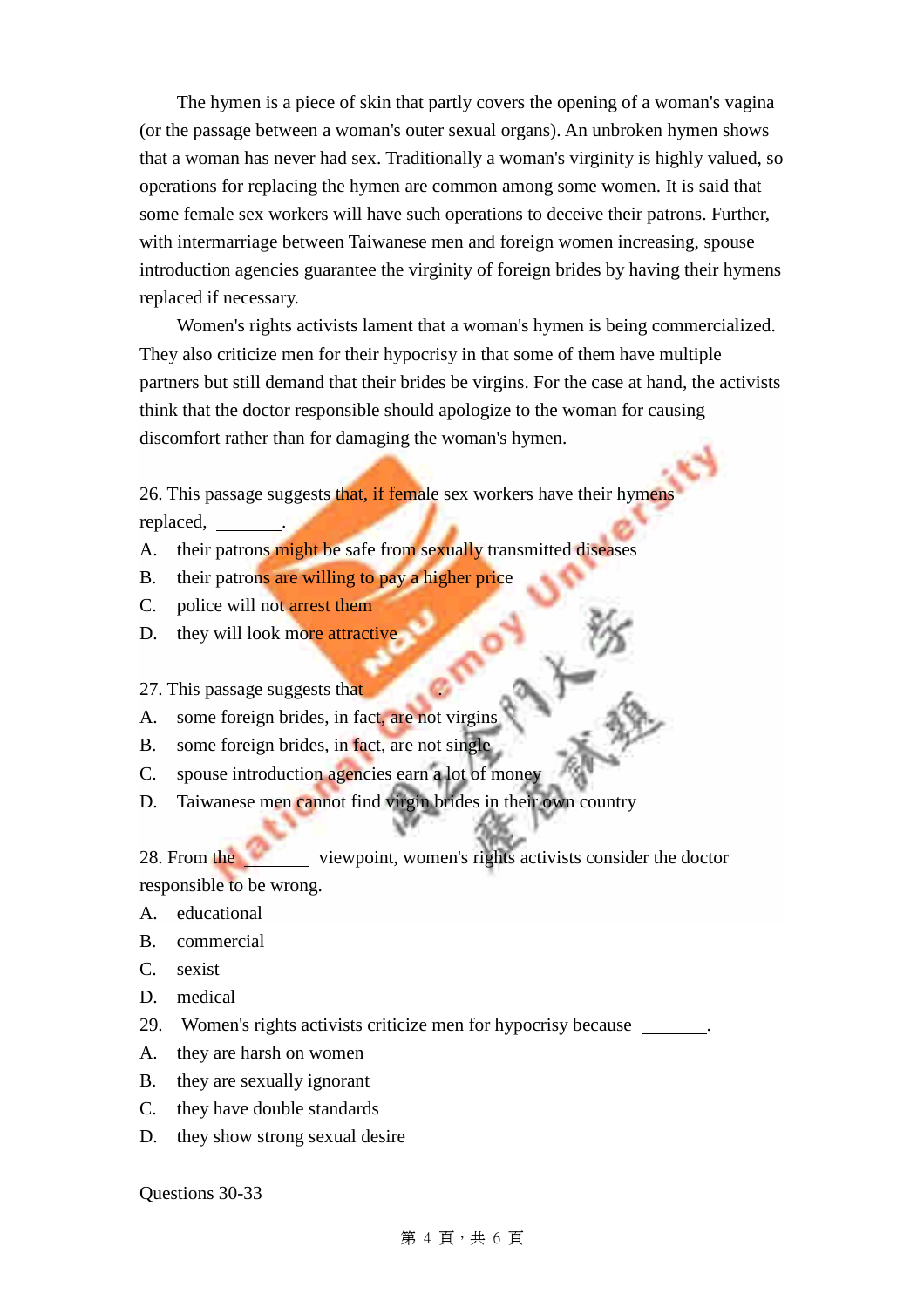The hymen is a piece of skin that partly covers the opening of a woman's vagina (or the passage between a woman's outer sexual organs). An unbroken hymen shows that a woman has never had sex. Traditionally a woman's virginity is highly valued, so operations for replacing the hymen are common among some women. It is said that some female sex workers will have such operations to deceive their patrons. Further, with intermarriage between Taiwanese men and foreign women increasing, spouse introduction agencies guarantee the virginity of foreign brides by having their hymens replaced if necessary.

Women's rights activists lament that a woman's hymen is being commercialized. They also criticize men for their hypocrisy in that some of them have multiple partners but still demand that their brides be virgins. For the case at hand, the activists think that the doctor responsible should apologize to the woman for causing discomfort rather than for damaging the woman's hymen.

26. This passage suggests that, if female sex workers have their hymens replaced, _______.

A. their patrons might be safe from sexually transmitted diseases
B. their patrons are willing to pay a higher price
C. police will not arrest them
D. they will look more attractive

27. This passage suggests that _______.

A. some foreign brides, in fact, are not virgins
B. some foreign brides, in fact, are not single
C. spouse introduction agencies earn a lot of money
D. Taiwanese men cannot find virgin brides in their own country

28. From the _______ viewpoint, women's rights activists consider the doctor responsible to be wrong.

A. educational
B. commercial
C. sexist
D. medical

29. Women's rights activists criticize men for hypocrisy because _______.

A. they are harsh on women
B. they are sexually ignorant
C. they have double standards
D. they show strong sexual desire

Questions 30-33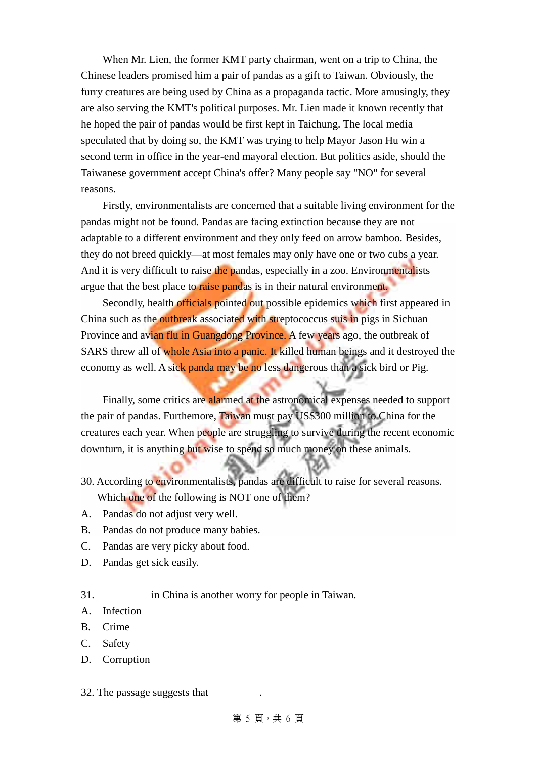When Mr. Lien, the former KMT party chairman, went on a trip to China, the Chinese leaders promised him a pair of pandas as a gift to Taiwan. Obviously, the furry creatures are being used by China as a propaganda tactic. More amusingly, they are also serving the KMT's political purposes. Mr. Lien made it known recently that he hoped the pair of pandas would be first kept in Taichung. The local media speculated that by doing so, the KMT was trying to help Mayor Jason Hu win a second term in office in the year-end mayoral election. But politics aside, should the Taiwanese government accept China's offer? Many people say "NO" for several reasons.

Firstly, environmentalists are concerned that a suitable living environment for the pandas might not be found. Pandas are facing extinction because they are not adaptable to a different environment and they only feed on arrow bamboo. Besides, they do not breed quickly—at most females may only have one or two cubs a year. And it is very difficult to raise the pandas, especially in a zoo. Environmentalists argue that the best place to raise pandas is in their natural environment.

Secondly, health officials pointed out possible epidemics which first appeared in China such as the outbreak associated with streptococcus suis in pigs in Sichuan Province and avian flu in Guangdong Province. A few years ago, the outbreak of SARS threw all of whole Asia into a panic. It killed human beings and it destroyed the economy as well. A sick panda may be no less dangerous than a sick bird or Pig.

Finally, some critics are alarmed at the astronomical expenses needed to support the pair of pandas. Furthemore, Taiwan must pay US$300 million to China for the creatures each year. When people are struggling to survive during the recent economic downturn, it is anything but wise to spend so much money on these animals.

30. According to environmentalists, pandas are difficult to raise for several reasons. Which one of the following is NOT one of them?

A. Pandas do not adjust very well.
B. Pandas do not produce many babies.
C. Pandas are very picky about food.
D. Pandas get sick easily.

31. ________ in China is another worry for people in Taiwan.

A. Infection
B. Crime
C. Safety
D. Corruption

32. The passage suggests that ________ .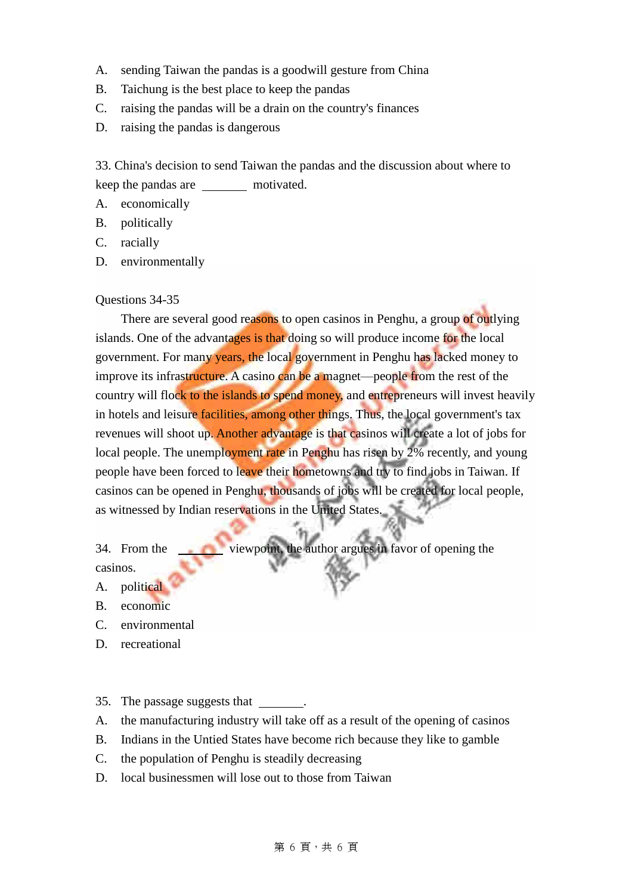A. sending Taiwan the pandas is a goodwill gesture from China
B. Taichung is the best place to keep the pandas
C. raising the pandas will be a drain on the country's finances
D. raising the pandas is dangerous

33. China's decision to send Taiwan the pandas and the discussion about where to keep the pandas are _______ motivated.
A. economically
B. politically
C. racially
D. environmentally

Questions 34-35

There are several good reasons to open casinos in Penghu, a group of outlying islands. One of the advantages is that doing so will produce income for the local government. For many years, the local government in Penghu has lacked money to improve its infrastructure. A casino can be a magnet—people from the rest of the country will flock to the islands to spend money, and entrepreneurs will invest heavily in hotels and leisure facilities, among other things. Thus, the local government's tax revenues will shoot up. Another advantage is that casinos will create a lot of jobs for local people. The unemployment rate in Penghu has risen by 2% recently, and young people have been forced to leave their hometowns and try to find jobs in Taiwan. If casinos can be opened in Penghu, thousands of jobs will be created for local people, as witnessed by Indian reservations in the United States.

34. From the _______ viewpoint, the author argues in favor of opening the casinos.
A. political
B. economic
C. environmental
D. recreational

35. The passage suggests that _______.
A. the manufacturing industry will take off as a result of the opening of casinos
B. Indians in the Untied States have become rich because they like to gamble
C. the population of Penghu is steadily decreasing
D. local businessmen will lose out to those from Taiwan